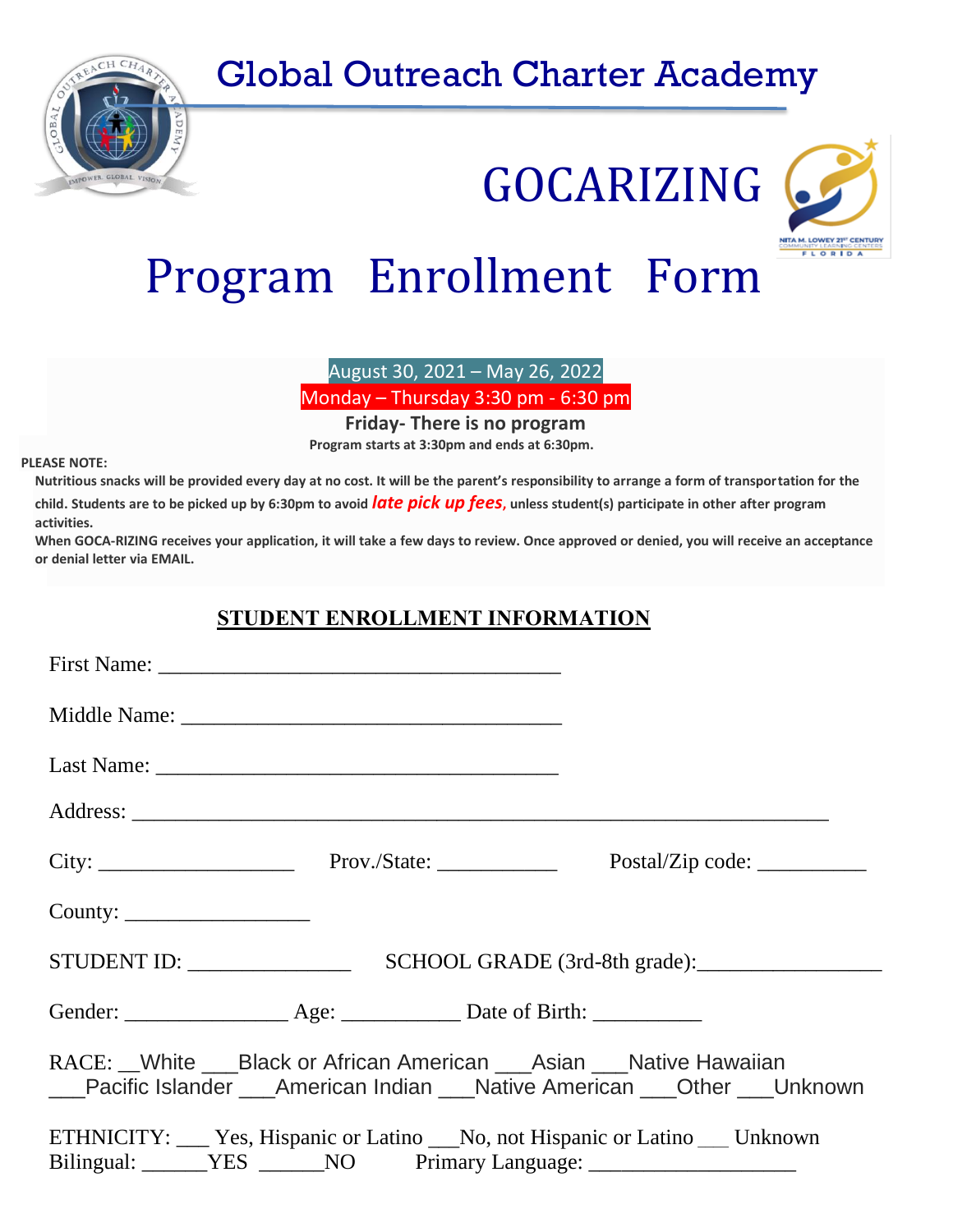# Global Outreach Charter Academy

## GOCARIZING

# Program Enrollment Form

August 30, 2021 – May 26, 2022

Monday – Thursday 3:30 pm - 6:30 pm

**Friday- There is no program**

**Program starts at 3:30pm and ends at 6:30pm.**

**PLEASE NOTE:**

**Nutritious snacks will be provided every day at no cost. It will be the parent's responsibility to arrange a form of transportation for the child. Students are to be picked up by 6:30pm to avoid *late pick up fees*, unless student(s) participate in other after program activities.**

**When GOCA-RIZING receives your application, it will take a few days to review. Once approved or denied, you will receive an acceptance or denial letter via EMAIL.**

## STUDENT ENROLLMENT INFORMATION

First Name: ___________________________________

Middle Name: _________________________________

Last Name: ___________________________________

Address: ____________________________________________________________

City: ________________ Prov./State: __________ Postal/Zip code: _________

County: ________________

STUDENT ID: ______________ SCHOOL GRADE (3rd-8th grade):_______________

Gender: ______________ Age: __________ Date of Birth: _________

RACE: __White ___Black or African American ___Asian ___Native Hawaiian ___Pacific Islander ___American Indian ___Native American ___Other ___Unknown

ETHNICITY: ___ Yes, Hispanic or Latino ___No, not Hispanic or Latino ___ Unknown

Bilingual: ______YES ______NO Primary Language: __________________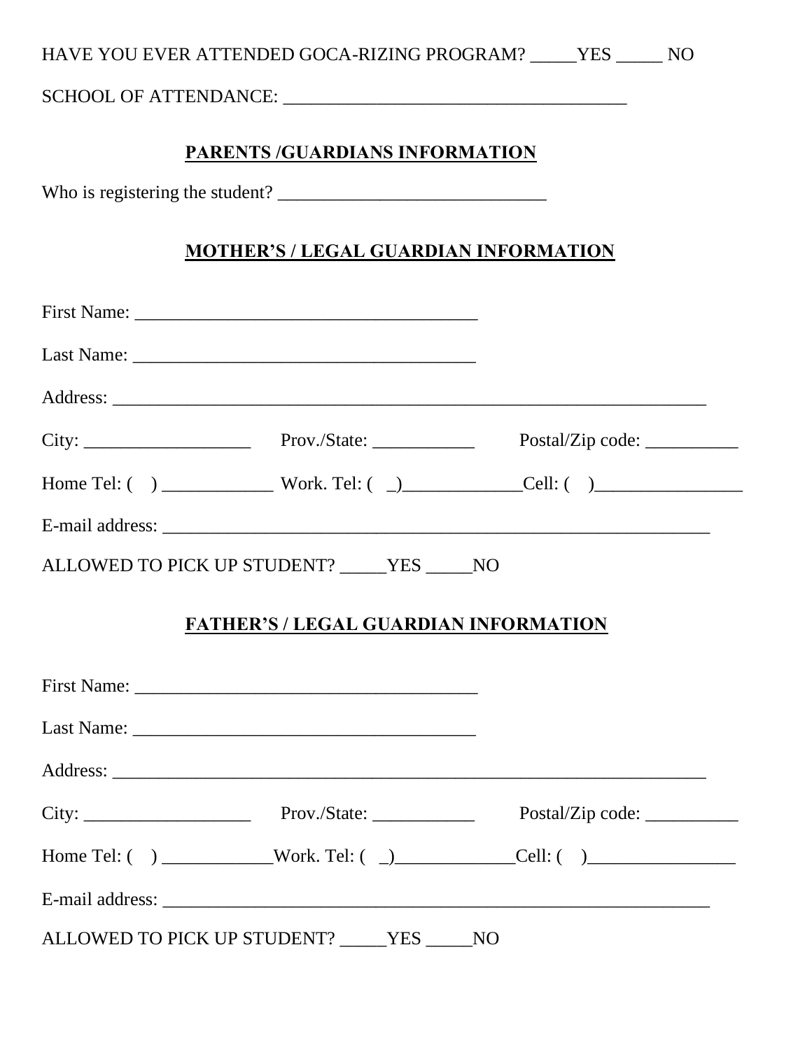HAVE YOU EVER ATTENDED GOCA-RIZING PROGRAM? _____YES _____ NO

SCHOOL OF ATTENDANCE: _____________________________________

## PARENTS /GUARDIANS INFORMATION

Who is registering the student? _____________________________

## MOTHER'S / LEGAL GUARDIAN INFORMATION

First Name: _____________________________________

Last Name: _____________________________________

Address: _________________________________________________________________

City: __________________ Prov./State: ___________ Postal/Zip code: __________

Home Tel: (    ) ____________ Work. Tel: (   _)_____________Cell: (    )________________

E-mail address: ____________________________________________________________

ALLOWED TO PICK UP STUDENT? _____YES _____NO

## FATHER'S / LEGAL GUARDIAN INFORMATION

First Name: _____________________________________

Last Name: _____________________________________

Address: _________________________________________________________________

City: __________________ Prov./State: ___________ Postal/Zip code: __________

Home Tel: (    ) ____________Work. Tel: (   _)_____________Cell: (    )________________

E-mail address: ____________________________________________________________

ALLOWED TO PICK UP STUDENT? _____YES _____NO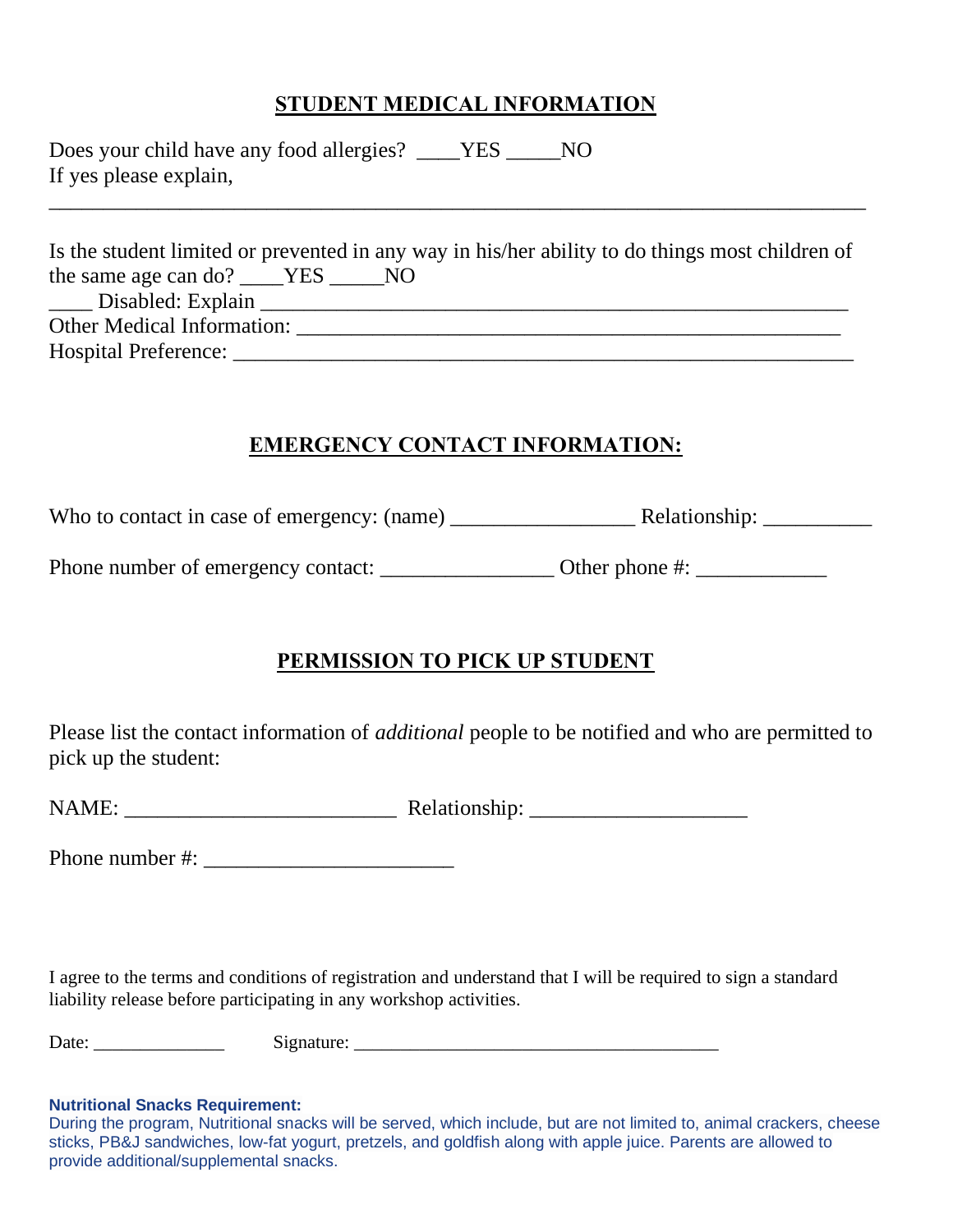## STUDENT MEDICAL INFORMATION

Does your child have any food allergies? ____YES _____NO
If yes please explain,

_____________________________________________________________________________

Is the student limited or prevented in any way in his/her ability to do things most children of the same age can do? ____YES _____NO

____ Disabled: Explain ________________________________________________________

Other Medical Information: _____________________________________________________

Hospital Preference: __________________________________________________________

## EMERGENCY CONTACT INFORMATION:

Who to contact in case of emergency: (name) _________________ Relationship: __________

Phone number of emergency contact: ________________ Other phone #: ____________

## PERMISSION TO PICK UP STUDENT

Please list the contact information of *additional* people to be notified and who are permitted to pick up the student:

NAME: _________________________ Relationship: ____________________

Phone number #: _______________________

I agree to the terms and conditions of registration and understand that I will be required to sign a standard liability release before participating in any workshop activities.

Date: ______________ Signature: ________________________________________

**Nutritional Snacks Requirement:**
During the program, Nutritional snacks will be served, which include, but are not limited to, animal crackers, cheese sticks, PB&J sandwiches, low-fat yogurt, pretzels, and goldfish along with apple juice. Parents are allowed to provide additional/supplemental snacks.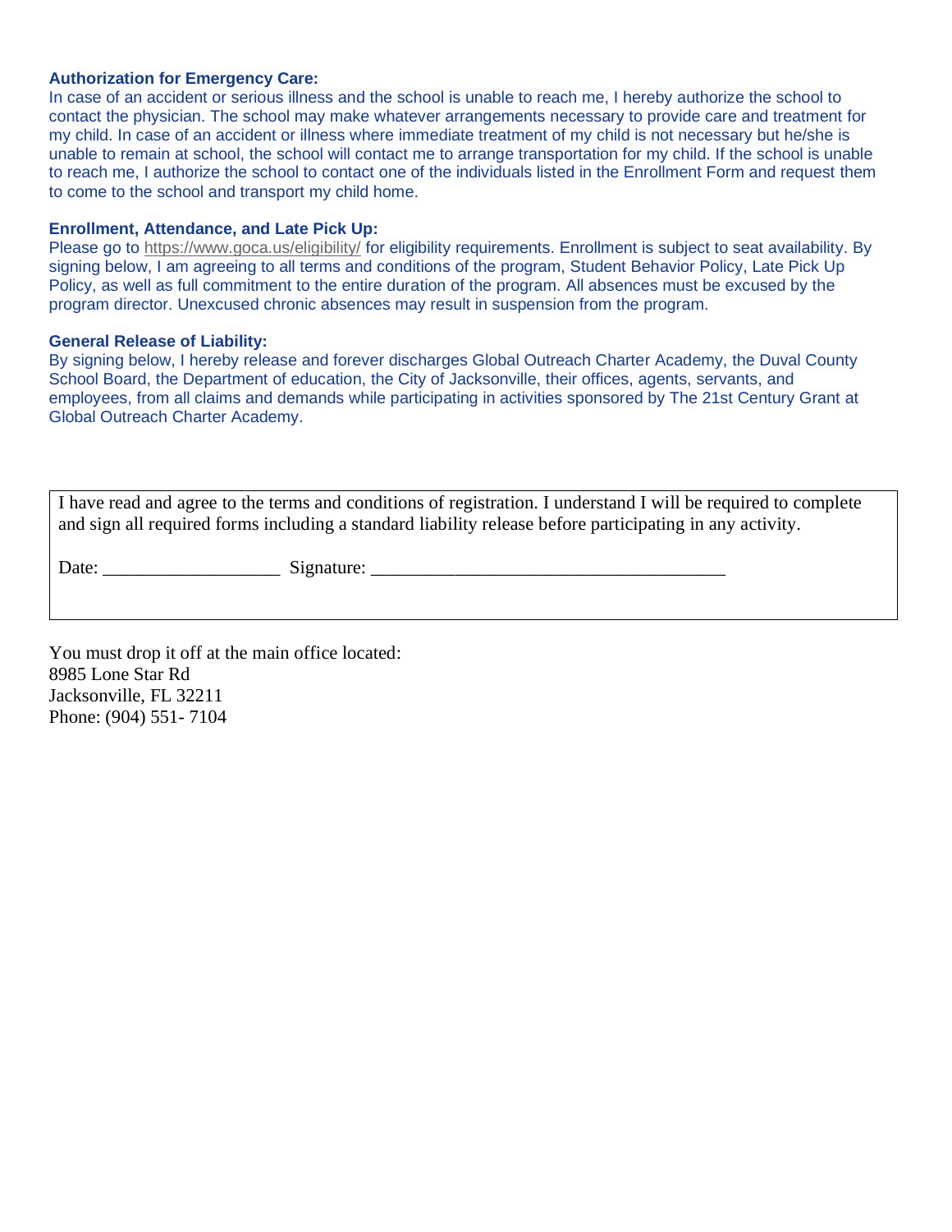**Authorization for Emergency Care:**
In case of an accident or serious illness and the school is unable to reach me, I hereby authorize the school to contact the physician. The school may make whatever arrangements necessary to provide care and treatment for my child. In case of an accident or illness where immediate treatment of my child is not necessary but he/she is unable to remain at school, the school will contact me to arrange transportation for my child. If the school is unable to reach me, I authorize the school to contact one of the individuals listed in the Enrollment Form and request them to come to the school and transport my child home.

**Enrollment, Attendance, and Late Pick Up:**
Please go to https://www.goca.us/eligibility/ for eligibility requirements. Enrollment is subject to seat availability. By signing below, I am agreeing to all terms and conditions of the program, Student Behavior Policy, Late Pick Up Policy, as well as full commitment to the entire duration of the program. All absences must be excused by the program director. Unexcused chronic absences may result in suspension from the program.

**General Release of Liability:**
By signing below, I hereby release and forever discharges Global Outreach Charter Academy, the Duval County School Board, the Department of education, the City of Jacksonville, their offices, agents, servants, and employees, from all claims and demands while participating in activities sponsored by The 21st Century Grant at Global Outreach Charter Academy.

I have read and agree to the terms and conditions of registration. I understand I will be required to complete and sign all required forms including a standard liability release before participating in any activity.

Date: ___________________ Signature: ______________________________________

You must drop it off at the main office located:
8985 Lone Star Rd
Jacksonville, FL 32211
Phone: (904) 551- 7104